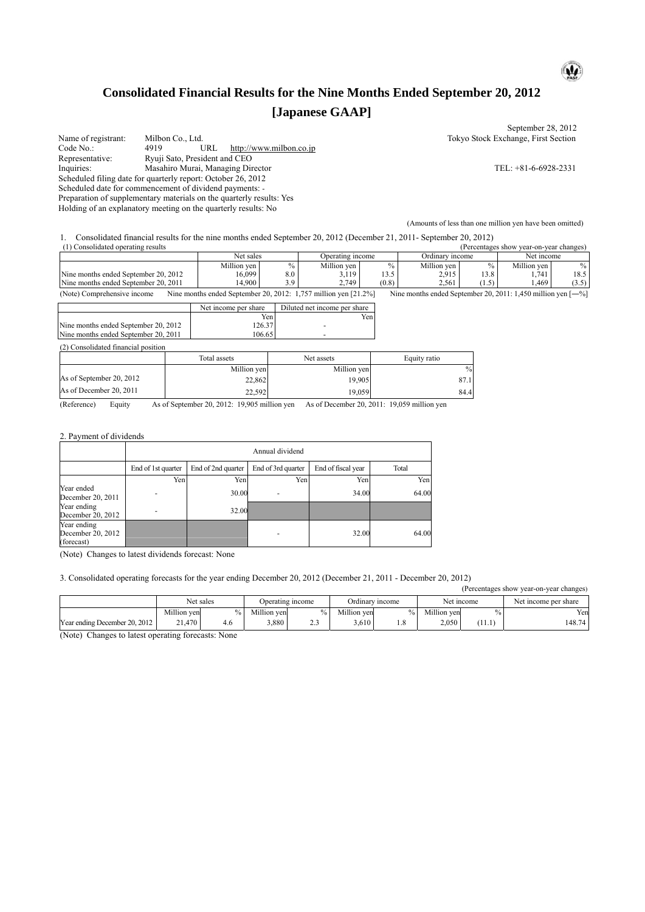# Consolidated Financial Results for the Nine Months Ended September 20, 2012
# [Japanese GAAP]

September 28, 2012

Name of registrant: Milbon Co., Ltd. — Tokyo Stock Exchange, First Section
Code No.: 4919 URL http://www.milbon.co.jp
Representative: Ryuji Sato, President and CEO
Inquiries: Masahiro Murai, Managing Director — TEL: +81-6-6928-2331
Scheduled filing date for quarterly report: October 26, 2012
Scheduled date for commencement of dividend payments: -
Preparation of supplementary materials on the quarterly results: Yes
Holding of an explanatory meeting on the quarterly results: No

(Amounts of less than one million yen have been omitted)

1. Consolidated financial results for the nine months ended September 20, 2012 (December 21, 2011- September 20, 2012)

(1) Consolidated operating results (Percentages show year-on-year changes)

| | Net sales | | Operating income | | Ordinary income | | Net income | |
|---|---|---|---|---|---|---|---|---|
| | Million yen | % | Million yen | % | Million yen | % | Million yen | % |
| Nine months ended September 20, 2012 | 16,099 | 8.0 | 3,119 | 13.5 | 2,915 | 13.8 | 1,741 | 18.5 |
| Nine months ended September 20, 2011 | 14,900 | 3.9 | 2,749 | (0.8) | 2,561 | (1.5) | 1,469 | (3.5) |

(Note) Comprehensive income Nine months ended September 20, 2012: 1,757 million yen [21.2%] Nine months ended September 20, 2011: 1,450 million yen [—%]

| | Net income per share | Diluted net income per share |
|---|---|---|
| | Yen | Yen |
| Nine months ended September 20, 2012 | 126.37 | - |
| Nine months ended September 20, 2011 | 106.65 | - |

(2) Consolidated financial position

| | Total assets | Net assets | Equity ratio |
|---|---|---|---|
| | Million yen | Million yen | % |
| As of September 20, 2012 | 22,862 | 19,905 | 87.1 |
| As of December 20, 2011 | 22,592 | 19,059 | 84.4 |

(Reference) Equity As of September 20, 2012: 19,905 million yen As of December 20, 2011: 19,059 million yen

2. Payment of dividends

| | Annual dividend | | | | |
|---|---|---|---|---|---|
| | End of 1st quarter | End of 2nd quarter | End of 3rd quarter | End of fiscal year | Total |
| | Yen | Yen | Yen | Yen | Yen |
| Year ended December 20, 2011 | - | 30.00 | - | 34.00 | 64.00 |
| Year ending December 20, 2012 | - | 32.00 | | | |
| Year ending December 20, 2012 (forecast) | | | - | 32.00 | 64.00 |

(Note) Changes to latest dividends forecast: None

3. Consolidated operating forecasts for the year ending December 20, 2012 (December 21, 2011 - December 20, 2012)

(Percentages show year-on-year changes)

| | Net sales | | Operating income | | Ordinary income | | Net income | | Net income per share |
|---|---|---|---|---|---|---|---|---|---|
| | Million yen | % | Million yen | % | Million yen | % | Million yen | % | Yen |
| Year ending December 20, 2012 | 21,470 | 4.6 | 3,880 | 2.3 | 3,610 | 1.8 | 2,050 | (11.1) | 148.74 |

(Note) Changes to latest operating forecasts: None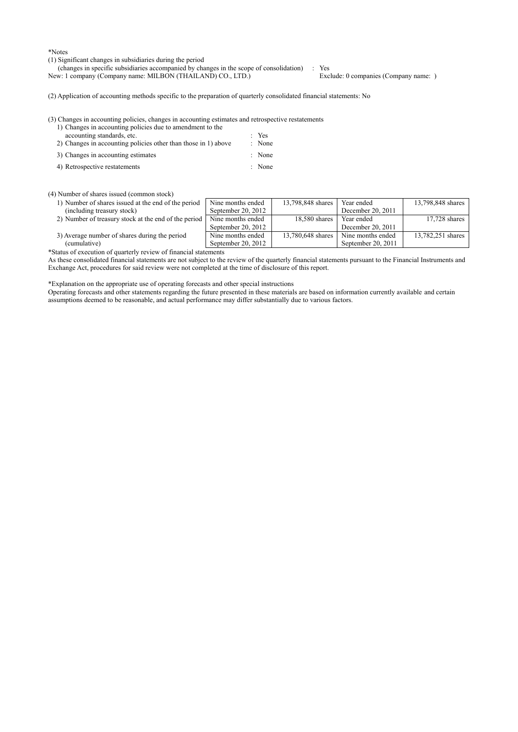*Notes

(1) Significant changes in subsidiaries during the period
(changes in specific subsidiaries accompanied by changes in the scope of consolidation) : Yes
New: 1 company (Company name: MILBON (THAILAND) CO., LTD.) Exclude: 0 companies (Company name: )

(2) Application of accounting methods specific to the preparation of quarterly consolidated financial statements: No

(3) Changes in accounting policies, changes in accounting estimates and retrospective restatements

1) Changes in accounting policies due to amendment to the accounting standards, etc. : Yes
2) Changes in accounting policies other than those in 1) above : None
3) Changes in accounting estimates : None
4) Retrospective restatements : None

(4) Number of shares issued (common stock)

| | | | | |
|---|---|---|---|---|
| 1) Number of shares issued at the end of the period (including treasury stock) | Nine months ended September 20, 2012 | 13,798,848 shares | Year ended December 20, 2011 | 13,798,848 shares |
| 2) Number of treasury stock at the end of the period | Nine months ended September 20, 2012 | 18,580 shares | Year ended December 20, 2011 | 17,728 shares |
| 3) Average number of shares during the period (cumulative) | Nine months ended September 20, 2012 | 13,780,648 shares | Nine months ended September 20, 2011 | 13,782,251 shares |

*Status of execution of quarterly review of financial statements

As these consolidated financial statements are not subject to the review of the quarterly financial statements pursuant to the Financial Instruments and Exchange Act, procedures for said review were not completed at the time of disclosure of this report.

*Explanation on the appropriate use of operating forecasts and other special instructions

Operating forecasts and other statements regarding the future presented in these materials are based on information currently available and certain assumptions deemed to be reasonable, and actual performance may differ substantially due to various factors.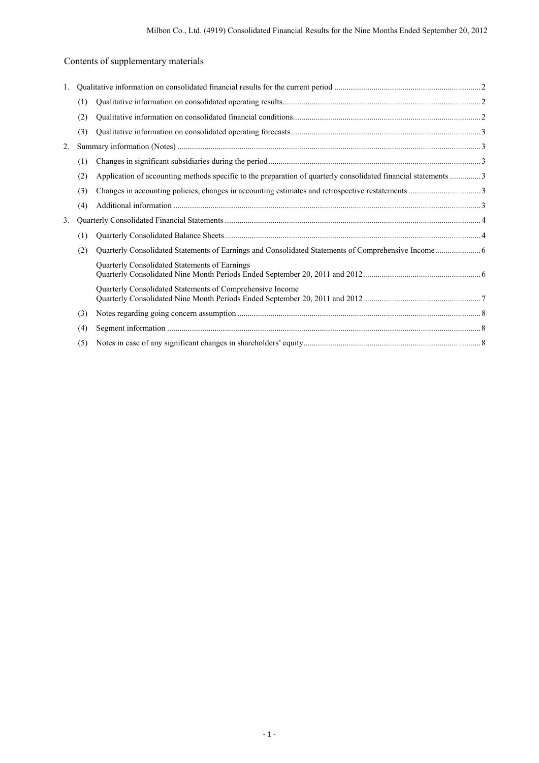## Contents of supplementary materials

1. Qualitative information on consolidated financial results for the current period ..................................................................... 2
   (1) Qualitative information on consolidated operating results............................................................................................... 2
   (2) Qualitative information on consolidated financial conditions.......................................................................................... 2
   (3) Qualitative information on consolidated operating forecasts........................................................................................... 3
2. Summary information (Notes) ................................................................................................................................................. 3
   (1) Changes in significant subsidiaries during the period...................................................................................................... 3
   (2) Application of accounting methods specific to the preparation of quarterly consolidated financial statements .............. 3
   (3) Changes in accounting policies, changes in accounting estimates and retrospective restatements .................................. 3
   (4) Additional information .................................................................................................................................................... 3
3. Quarterly Consolidated Financial Statements .......................................................................................................................... 4
   (1) Quarterly Consolidated Balance Sheets........................................................................................................................... 4
   (2) Quarterly Consolidated Statements of Earnings and Consolidated Statements of Comprehensive Income...................... 6
       Quarterly Consolidated Statements of Earnings
       Quarterly Consolidated Nine Month Periods Ended September 20, 2011 and 2012......................................................... 6
       Quarterly Consolidated Statements of Comprehensive Income
       Quarterly Consolidated Nine Month Periods Ended September 20, 2011 and 2012......................................................... 7
   (3) Notes regarding going concern assumption ..................................................................................................................... 8
   (4) Segment information ....................................................................................................................................................... 8
   (5) Notes in case of any significant changes in shareholders' equity..................................................................................... 8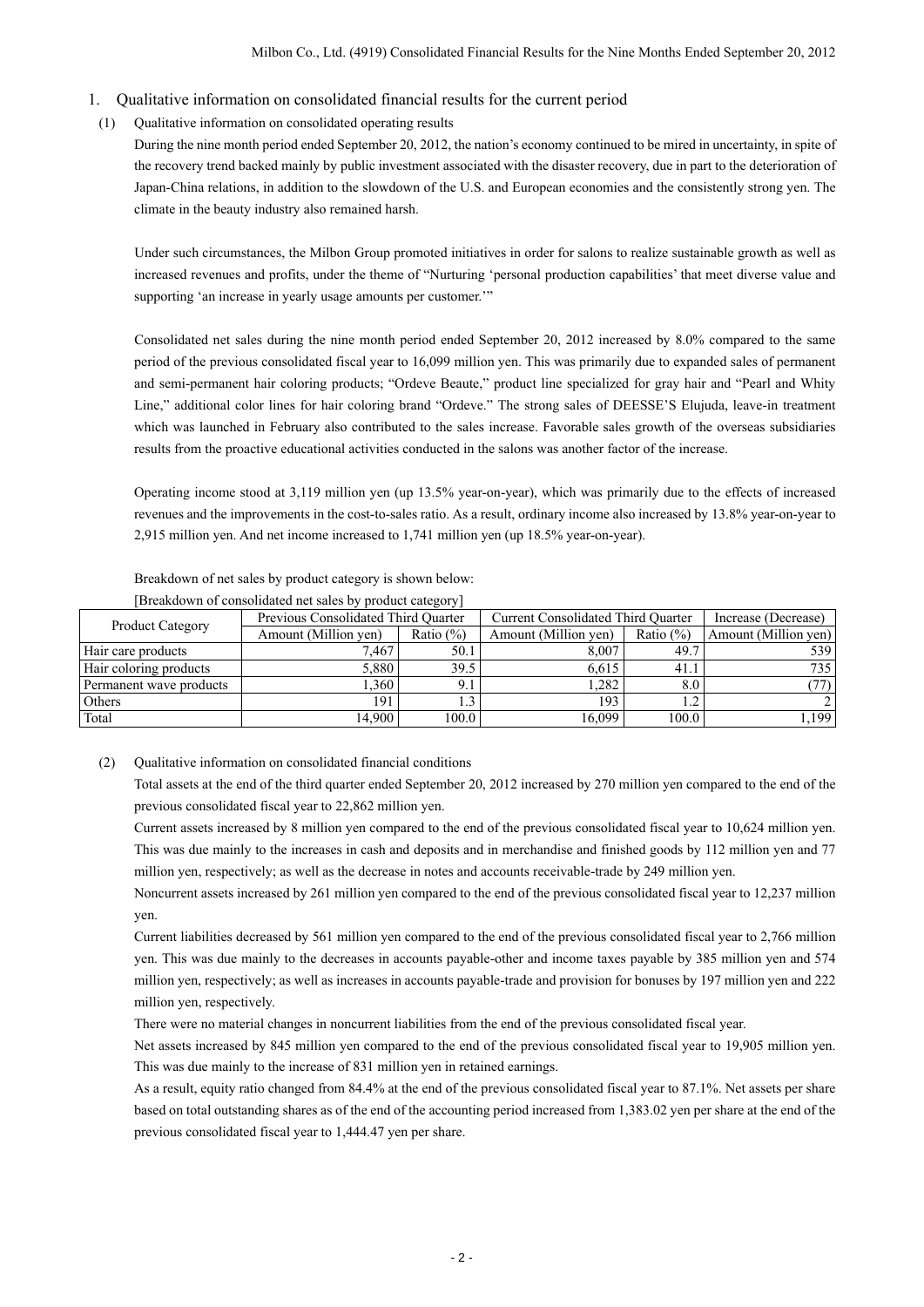## 1. Qualitative information on consolidated financial results for the current period

### (1) Qualitative information on consolidated operating results

During the nine month period ended September 20, 2012, the nation's economy continued to be mired in uncertainty, in spite of the recovery trend backed mainly by public investment associated with the disaster recovery, due in part to the deterioration of Japan-China relations, in addition to the slowdown of the U.S. and European economies and the consistently strong yen. The climate in the beauty industry also remained harsh.

Under such circumstances, the Milbon Group promoted initiatives in order for salons to realize sustainable growth as well as increased revenues and profits, under the theme of "Nurturing 'personal production capabilities' that meet diverse value and supporting 'an increase in yearly usage amounts per customer.'"

Consolidated net sales during the nine month period ended September 20, 2012 increased by 8.0% compared to the same period of the previous consolidated fiscal year to 16,099 million yen. This was primarily due to expanded sales of permanent and semi-permanent hair coloring products; "Ordeve Beaute," product line specialized for gray hair and "Pearl and Whity Line," additional color lines for hair coloring brand "Ordeve." The strong sales of DEESSE'S Elujuda, leave-in treatment which was launched in February also contributed to the sales increase. Favorable sales growth of the overseas subsidiaries results from the proactive educational activities conducted in the salons was another factor of the increase.

Operating income stood at 3,119 million yen (up 13.5% year-on-year), which was primarily due to the effects of increased revenues and the improvements in the cost-to-sales ratio. As a result, ordinary income also increased by 13.8% year-on-year to 2,915 million yen. And net income increased to 1,741 million yen (up 18.5% year-on-year).

Breakdown of net sales by product category is shown below:

[Breakdown of consolidated net sales by product category]

| Product Category | Previous Consolidated Third Quarter | | Current Consolidated Third Quarter | | Increase (Decrease) |
|---|---|---|---|---|---|
| | Amount (Million yen) | Ratio (%) | Amount (Million yen) | Ratio (%) | Amount (Million yen) |
| Hair care products | 7,467 | 50.1 | 8,007 | 49.7 | 539 |
| Hair coloring products | 5,880 | 39.5 | 6,615 | 41.1 | 735 |
| Permanent wave products | 1,360 | 9.1 | 1,282 | 8.0 | (77) |
| Others | 191 | 1.3 | 193 | 1.2 | 2 |
| Total | 14,900 | 100.0 | 16,099 | 100.0 | 1,199 |

### (2) Qualitative information on consolidated financial conditions

Total assets at the end of the third quarter ended September 20, 2012 increased by 270 million yen compared to the end of the previous consolidated fiscal year to 22,862 million yen.

Current assets increased by 8 million yen compared to the end of the previous consolidated fiscal year to 10,624 million yen. This was due mainly to the increases in cash and deposits and in merchandise and finished goods by 112 million yen and 77 million yen, respectively; as well as the decrease in notes and accounts receivable-trade by 249 million yen.

Noncurrent assets increased by 261 million yen compared to the end of the previous consolidated fiscal year to 12,237 million yen.

Current liabilities decreased by 561 million yen compared to the end of the previous consolidated fiscal year to 2,766 million yen. This was due mainly to the decreases in accounts payable-other and income taxes payable by 385 million yen and 574 million yen, respectively; as well as increases in accounts payable-trade and provision for bonuses by 197 million yen and 222 million yen, respectively.

There were no material changes in noncurrent liabilities from the end of the previous consolidated fiscal year.

Net assets increased by 845 million yen compared to the end of the previous consolidated fiscal year to 19,905 million yen. This was due mainly to the increase of 831 million yen in retained earnings.

As a result, equity ratio changed from 84.4% at the end of the previous consolidated fiscal year to 87.1%. Net assets per share based on total outstanding shares as of the end of the accounting period increased from 1,383.02 yen per share at the end of the previous consolidated fiscal year to 1,444.47 yen per share.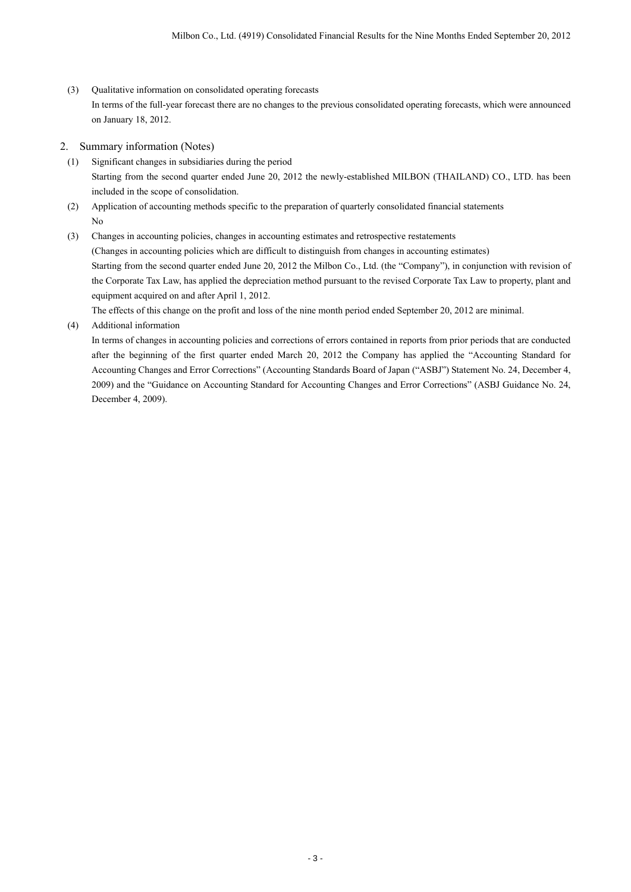(3) Qualitative information on consolidated operating forecasts

In terms of the full-year forecast there are no changes to the previous consolidated operating forecasts, which were announced on January 18, 2012.

## 2. Summary information (Notes)

(1) Significant changes in subsidiaries during the period

Starting from the second quarter ended June 20, 2012 the newly-established MILBON (THAILAND) CO., LTD. has been included in the scope of consolidation.

(2) Application of accounting methods specific to the preparation of quarterly consolidated financial statements

No

(3) Changes in accounting policies, changes in accounting estimates and retrospective restatements

(Changes in accounting policies which are difficult to distinguish from changes in accounting estimates)

Starting from the second quarter ended June 20, 2012 the Milbon Co., Ltd. (the "Company"), in conjunction with revision of the Corporate Tax Law, has applied the depreciation method pursuant to the revised Corporate Tax Law to property, plant and equipment acquired on and after April 1, 2012.

The effects of this change on the profit and loss of the nine month period ended September 20, 2012 are minimal.

(4) Additional information

In terms of changes in accounting policies and corrections of errors contained in reports from prior periods that are conducted after the beginning of the first quarter ended March 20, 2012 the Company has applied the "Accounting Standard for Accounting Changes and Error Corrections" (Accounting Standards Board of Japan ("ASBJ") Statement No. 24, December 4, 2009) and the "Guidance on Accounting Standard for Accounting Changes and Error Corrections" (ASBJ Guidance No. 24, December 4, 2009).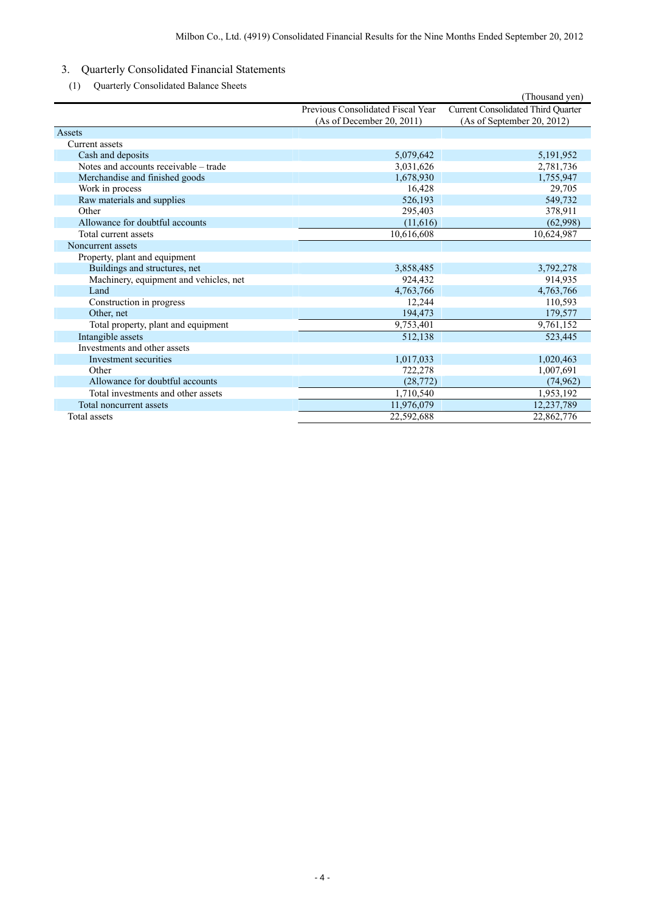## 3. Quarterly Consolidated Financial Statements

### (1) Quarterly Consolidated Balance Sheets

(Thousand yen)

| | Previous Consolidated Fiscal Year (As of December 20, 2011) | Current Consolidated Third Quarter (As of September 20, 2012) |
|---|---|---|
| Assets | | |
| Current assets | | |
| Cash and deposits | 5,079,642 | 5,191,952 |
| Notes and accounts receivable – trade | 3,031,626 | 2,781,736 |
| Merchandise and finished goods | 1,678,930 | 1,755,947 |
| Work in process | 16,428 | 29,705 |
| Raw materials and supplies | 526,193 | 549,732 |
| Other | 295,403 | 378,911 |
| Allowance for doubtful accounts | (11,616) | (62,998) |
| Total current assets | 10,616,608 | 10,624,987 |
| Noncurrent assets | | |
| Property, plant and equipment | | |
| Buildings and structures, net | 3,858,485 | 3,792,278 |
| Machinery, equipment and vehicles, net | 924,432 | 914,935 |
| Land | 4,763,766 | 4,763,766 |
| Construction in progress | 12,244 | 110,593 |
| Other, net | 194,473 | 179,577 |
| Total property, plant and equipment | 9,753,401 | 9,761,152 |
| Intangible assets | 512,138 | 523,445 |
| Investments and other assets | | |
| Investment securities | 1,017,033 | 1,020,463 |
| Other | 722,278 | 1,007,691 |
| Allowance for doubtful accounts | (28,772) | (74,962) |
| Total investments and other assets | 1,710,540 | 1,953,192 |
| Total noncurrent assets | 11,976,079 | 12,237,789 |
| Total assets | 22,592,688 | 22,862,776 |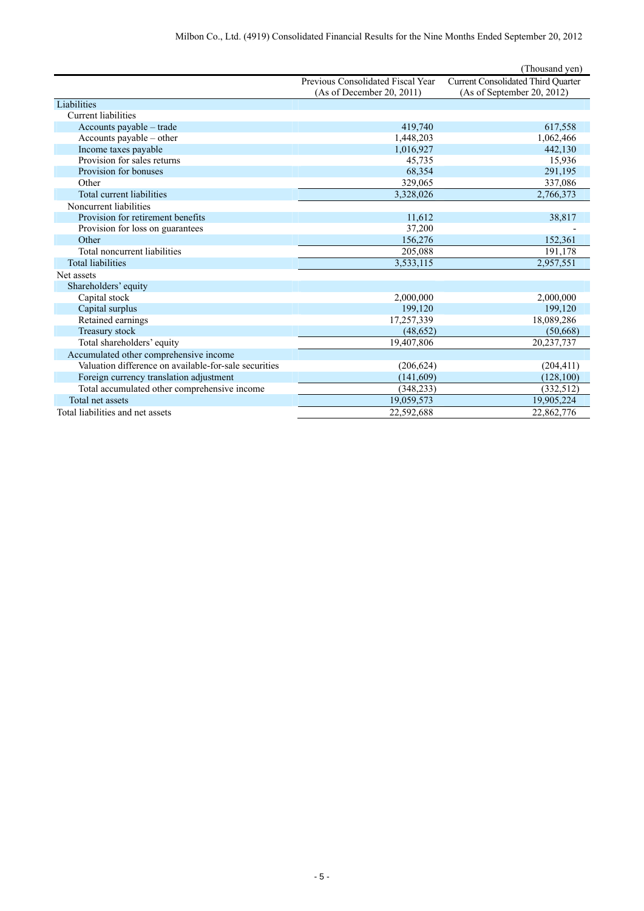(Thousand yen)

| | Previous Consolidated Fiscal Year (As of December 20, 2011) | Current Consolidated Third Quarter (As of September 20, 2012) |
|---|---|---|
| Liabilities | | |
| Current liabilities | | |
| Accounts payable – trade | 419,740 | 617,558 |
| Accounts payable – other | 1,448,203 | 1,062,466 |
| Income taxes payable | 1,016,927 | 442,130 |
| Provision for sales returns | 45,735 | 15,936 |
| Provision for bonuses | 68,354 | 291,195 |
| Other | 329,065 | 337,086 |
| Total current liabilities | 3,328,026 | 2,766,373 |
| Noncurrent liabilities | | |
| Provision for retirement benefits | 11,612 | 38,817 |
| Provision for loss on guarantees | 37,200 | - |
| Other | 156,276 | 152,361 |
| Total noncurrent liabilities | 205,088 | 191,178 |
| Total liabilities | 3,533,115 | 2,957,551 |
| Net assets | | |
| Shareholders' equity | | |
| Capital stock | 2,000,000 | 2,000,000 |
| Capital surplus | 199,120 | 199,120 |
| Retained earnings | 17,257,339 | 18,089,286 |
| Treasury stock | (48,652) | (50,668) |
| Total shareholders' equity | 19,407,806 | 20,237,737 |
| Accumulated other comprehensive income | | |
| Valuation difference on available-for-sale securities | (206,624) | (204,411) |
| Foreign currency translation adjustment | (141,609) | (128,100) |
| Total accumulated other comprehensive income | (348,233) | (332,512) |
| Total net assets | 19,059,573 | 19,905,224 |
| Total liabilities and net assets | 22,592,688 | 22,862,776 |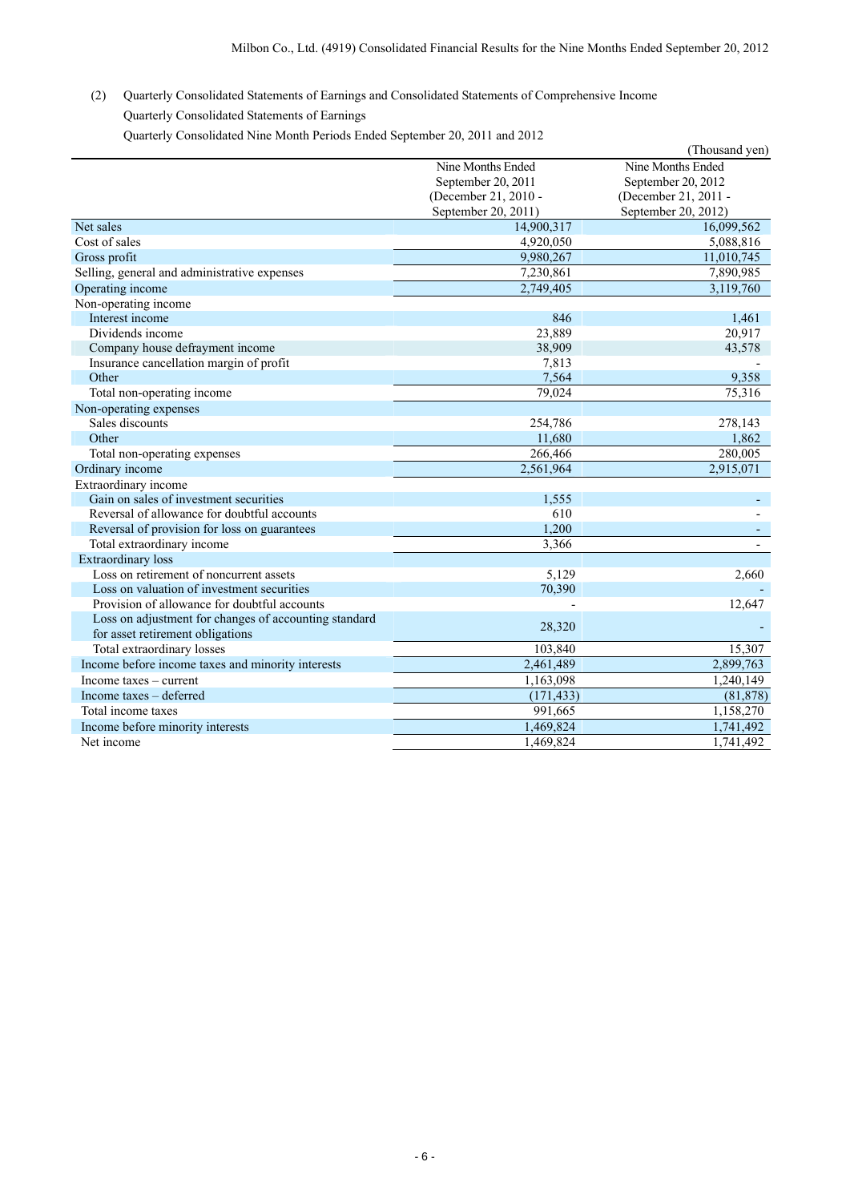(2) Quarterly Consolidated Statements of Earnings and Consolidated Statements of Comprehensive Income

Quarterly Consolidated Statements of Earnings

Quarterly Consolidated Nine Month Periods Ended September 20, 2011 and 2012

(Thousand yen)

| | Nine Months Ended September 20, 2011 (December 21, 2010 - September 20, 2011) | Nine Months Ended September 20, 2012 (December 21, 2011 - September 20, 2012) |
|---|---|---|
| Net sales | 14,900,317 | 16,099,562 |
| Cost of sales | 4,920,050 | 5,088,816 |
| Gross profit | 9,980,267 | 11,010,745 |
| Selling, general and administrative expenses | 7,230,861 | 7,890,985 |
| Operating income | 2,749,405 | 3,119,760 |
| Non-operating income | | |
| Interest income | 846 | 1,461 |
| Dividends income | 23,889 | 20,917 |
| Company house defrayment income | 38,909 | 43,578 |
| Insurance cancellation margin of profit | 7,813 | - |
| Other | 7,564 | 9,358 |
| Total non-operating income | 79,024 | 75,316 |
| Non-operating expenses | | |
| Sales discounts | 254,786 | 278,143 |
| Other | 11,680 | 1,862 |
| Total non-operating expenses | 266,466 | 280,005 |
| Ordinary income | 2,561,964 | 2,915,071 |
| Extraordinary income | | |
| Gain on sales of investment securities | 1,555 | - |
| Reversal of allowance for doubtful accounts | 610 | - |
| Reversal of provision for loss on guarantees | 1,200 | - |
| Total extraordinary income | 3,366 | - |
| Extraordinary loss | | |
| Loss on retirement of noncurrent assets | 5,129 | 2,660 |
| Loss on valuation of investment securities | 70,390 | - |
| Provision of allowance for doubtful accounts | - | 12,647 |
| Loss on adjustment for changes of accounting standard for asset retirement obligations | 28,320 | - |
| Total extraordinary losses | 103,840 | 15,307 |
| Income before income taxes and minority interests | 2,461,489 | 2,899,763 |
| Income taxes – current | 1,163,098 | 1,240,149 |
| Income taxes – deferred | (171,433) | (81,878) |
| Total income taxes | 991,665 | 1,158,270 |
| Income before minority interests | 1,469,824 | 1,741,492 |
| Net income | 1,469,824 | 1,741,492 |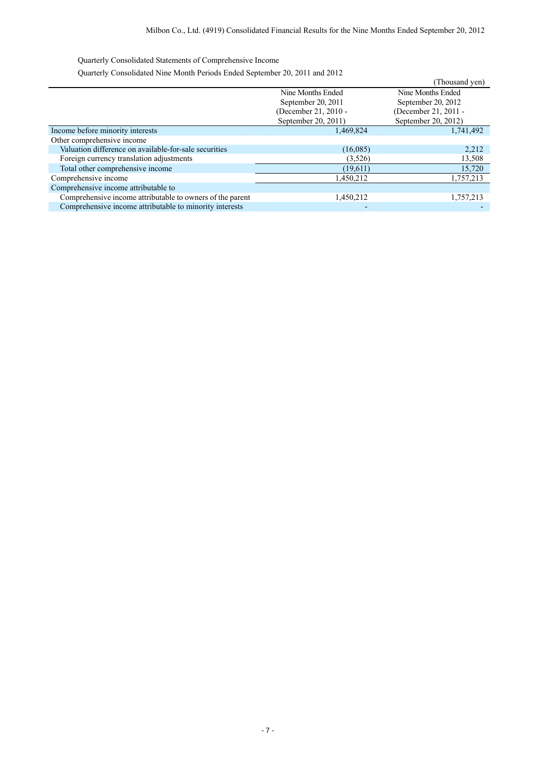Quarterly Consolidated Statements of Comprehensive Income

Quarterly Consolidated Nine Month Periods Ended September 20, 2011 and 2012

(Thousand yen)

| | Nine Months Ended September 20, 2011 (December 21, 2010 - September 20, 2011) | Nine Months Ended September 20, 2012 (December 21, 2011 - September 20, 2012) |
|---|---|---|
| Income before minority interests | 1,469,824 | 1,741,492 |
| Other comprehensive income | | |
| Valuation difference on available-for-sale securities | (16,085) | 2,212 |
| Foreign currency translation adjustments | (3,526) | 13,508 |
| Total other comprehensive income | (19,611) | 15,720 |
| Comprehensive income | 1,450,212 | 1,757,213 |
| Comprehensive income attributable to | | |
| Comprehensive income attributable to owners of the parent | 1,450,212 | 1,757,213 |
| Comprehensive income attributable to minority interests | - | - |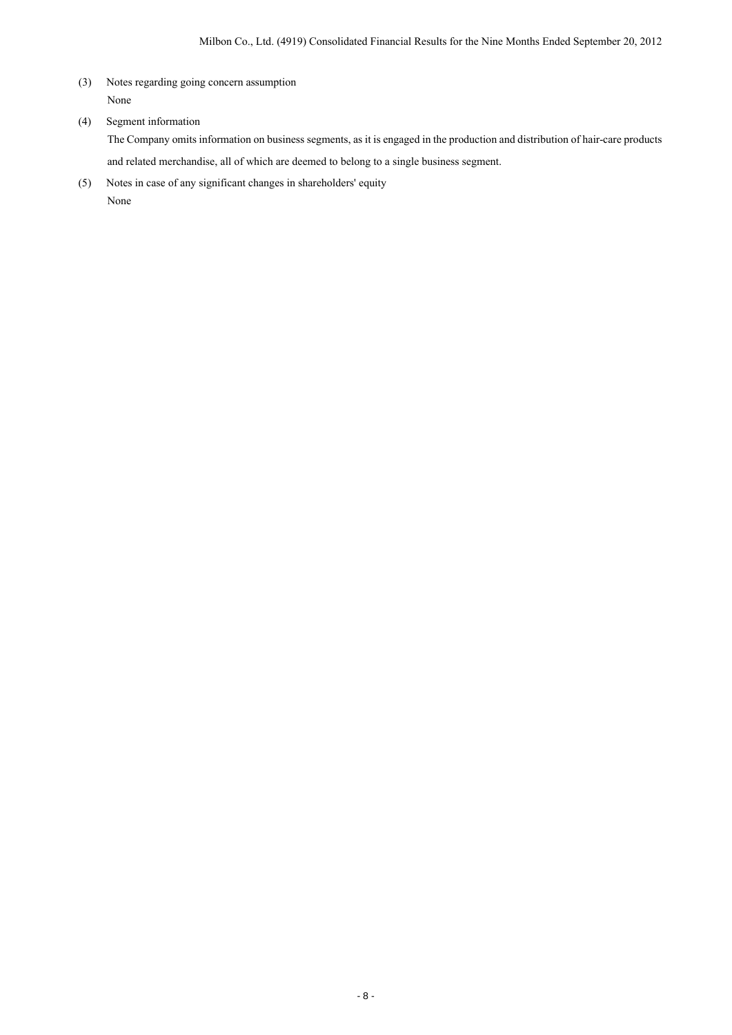(3) Notes regarding going concern assumption

None

(4) Segment information

The Company omits information on business segments, as it is engaged in the production and distribution of hair-care products and related merchandise, all of which are deemed to belong to a single business segment.

(5) Notes in case of any significant changes in shareholders' equity

None